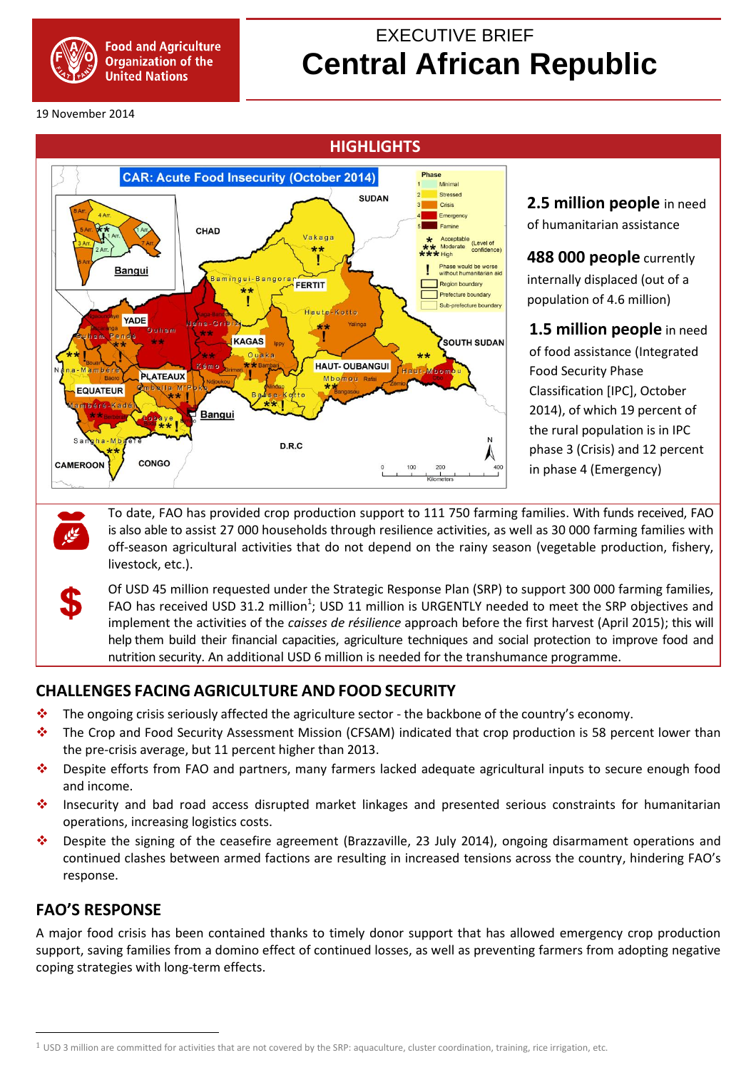Food and Agriculture Organization of the United Nations

EXECUTIVE BRIEF

# Central African Republic

19 November 2014

## HIGHLIGHTS

**2.5 million people** in need of humanitarian assistance

**488 000 people** currently internally displaced (out of a population of 4.6 million)

**1.5 million people** in need of food assistance (Integrated Food Security Phase Classification [IPC], October 2014), of which 19 percent of the rural population is in IPC phase 3 (Crisis) and 12 percent in phase 4 (Emergency)

To date, FAO has provided crop production support to 111 750 farming families. With funds received, FAO is also able to assist 27 000 households through resilience activities, as well as 30 000 farming families with off-season agricultural activities that do not depend on the rainy season (vegetable production, fishery, livestock, etc.).

Of USD 45 million requested under the Strategic Response Plan (SRP) to support 300 000 farming families, FAO has received USD 31.2 million[1]; USD 11 million is URGENTLY needed to meet the SRP objectives and implement the activities of the *caisses de résilience* approach before the first harvest (April 2015); this will help them build their financial capacities, agriculture techniques and social protection to improve food and nutrition security. An additional USD 6 million is needed for the transhumance programme.

## CHALLENGES FACING AGRICULTURE AND FOOD SECURITY

- The ongoing crisis seriously affected the agriculture sector - the backbone of the country's economy.
- The Crop and Food Security Assessment Mission (CFSAM) indicated that crop production is 58 percent lower than the pre-crisis average, but 11 percent higher than 2013.
- Despite efforts from FAO and partners, many farmers lacked adequate agricultural inputs to secure enough food and income.
- Insecurity and bad road access disrupted market linkages and presented serious constraints for humanitarian operations, increasing logistics costs.
- Despite the signing of the ceasefire agreement (Brazzaville, 23 July 2014), ongoing disarmament operations and continued clashes between armed factions are resulting in increased tensions across the country, hindering FAO's response.

## FAO'S RESPONSE

A major food crisis has been contained thanks to timely donor support that has allowed emergency crop production support, saving families from a domino effect of continued losses, as well as preventing farmers from adopting negative coping strategies with long-term effects.

[1] USD 3 million are committed for activities that are not covered by the SRP: aquaculture, cluster coordination, training, rice irrigation, etc.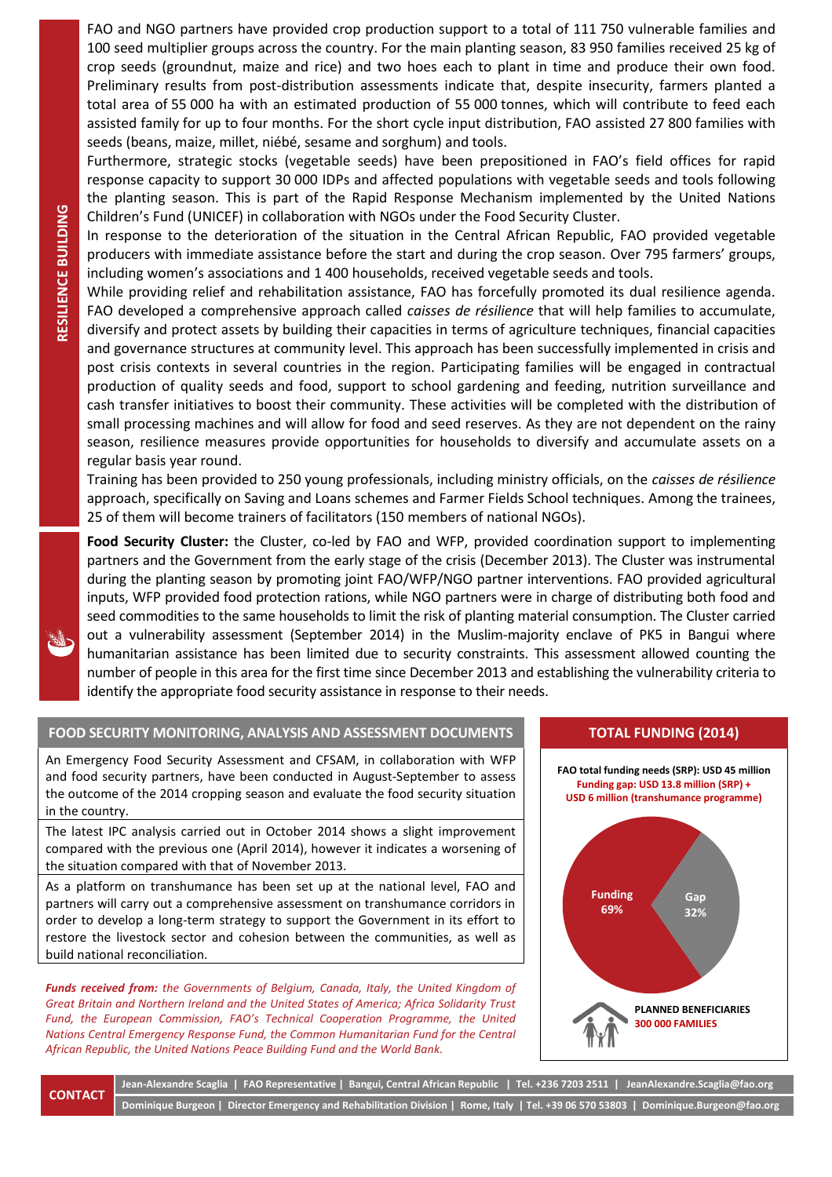RESILIENCE BUILDING

FAO and NGO partners have provided crop production support to a total of 111 750 vulnerable families and 100 seed multiplier groups across the country. For the main planting season, 83 950 families received 25 kg of crop seeds (groundnut, maize and rice) and two hoes each to plant in time and produce their own food. Preliminary results from post-distribution assessments indicate that, despite insecurity, farmers planted a total area of 55 000 ha with an estimated production of 55 000 tonnes, which will contribute to feed each assisted family for up to four months. For the short cycle input distribution, FAO assisted 27 800 families with seeds (beans, maize, millet, niébé, sesame and sorghum) and tools.

Furthermore, strategic stocks (vegetable seeds) have been prepositioned in FAO's field offices for rapid response capacity to support 30 000 IDPs and affected populations with vegetable seeds and tools following the planting season. This is part of the Rapid Response Mechanism implemented by the United Nations Children's Fund (UNICEF) in collaboration with NGOs under the Food Security Cluster.

In response to the deterioration of the situation in the Central African Republic, FAO provided vegetable producers with immediate assistance before the start and during the crop season. Over 795 farmers' groups, including women's associations and 1 400 households, received vegetable seeds and tools.

While providing relief and rehabilitation assistance, FAO has forcefully promoted its dual resilience agenda. FAO developed a comprehensive approach called *caisses de résilience* that will help families to accumulate, diversify and protect assets by building their capacities in terms of agriculture techniques, financial capacities and governance structures at community level. This approach has been successfully implemented in crisis and post crisis contexts in several countries in the region. Participating families will be engaged in contractual production of quality seeds and food, support to school gardening and feeding, nutrition surveillance and cash transfer initiatives to boost their community. These activities will be completed with the distribution of small processing machines and will allow for food and seed reserves. As they are not dependent on the rainy season, resilience measures provide opportunities for households to diversify and accumulate assets on a regular basis year round.

Training has been provided to 250 young professionals, including ministry officials, on the *caisses de résilience* approach, specifically on Saving and Loans schemes and Farmer Fields School techniques. Among the trainees, 25 of them will become trainers of facilitators (150 members of national NGOs).

**Food Security Cluster:** the Cluster, co-led by FAO and WFP, provided coordination support to implementing partners and the Government from the early stage of the crisis (December 2013). The Cluster was instrumental during the planting season by promoting joint FAO/WFP/NGO partner interventions. FAO provided agricultural inputs, WFP provided food protection rations, while NGO partners were in charge of distributing both food and seed commodities to the same households to limit the risk of planting material consumption. The Cluster carried out a vulnerability assessment (September 2014) in the Muslim-majority enclave of PK5 in Bangui where humanitarian assistance has been limited due to security constraints. This assessment allowed counting the number of people in this area for the first time since December 2013 and establishing the vulnerability criteria to identify the appropriate food security assistance in response to their needs.

## FOOD SECURITY MONITORING, ANALYSIS AND ASSESSMENT DOCUMENTS

An Emergency Food Security Assessment and CFSAM, in collaboration with WFP and food security partners, have been conducted in August-September to assess the outcome of the 2014 cropping season and evaluate the food security situation in the country.

The latest IPC analysis carried out in October 2014 shows a slight improvement compared with the previous one (April 2014), however it indicates a worsening of the situation compared with that of November 2013.

As a platform on transhumance has been set up at the national level, FAO and partners will carry out a comprehensive assessment on transhumance corridors in order to develop a long-term strategy to support the Government in its effort to restore the livestock sector and cohesion between the communities, as well as build national reconciliation.

***Funds received from:*** *the Governments of Belgium, Canada, Italy, the United Kingdom of Great Britain and Northern Ireland and the United States of America; Africa Solidarity Trust Fund, the European Commission, FAO's Technical Cooperation Programme, the United Nations Central Emergency Response Fund, the Common Humanitarian Fund for the Central African Republic, the United Nations Peace Building Fund and the World Bank.*

## TOTAL FUNDING (2014)

**FAO total funding needs (SRP): USD 45 million**
**Funding gap: USD 13.8 million (SRP) + USD 6 million (transhumance programme)**

Funding 69%
Gap 32%

**PLANNED BENEFICIARIES**
**300 000 FAMILIES**

**CONTACT**

Jean-Alexandre Scaglia | FAO Representative | Bangui, Central African Republic | Tel. +236 7203 2511 | JeanAlexandre.Scaglia@fao.org

Dominique Burgeon | Director Emergency and Rehabilitation Division | Rome, Italy | Tel. +39 06 570 53803 | Dominique.Burgeon@fao.org